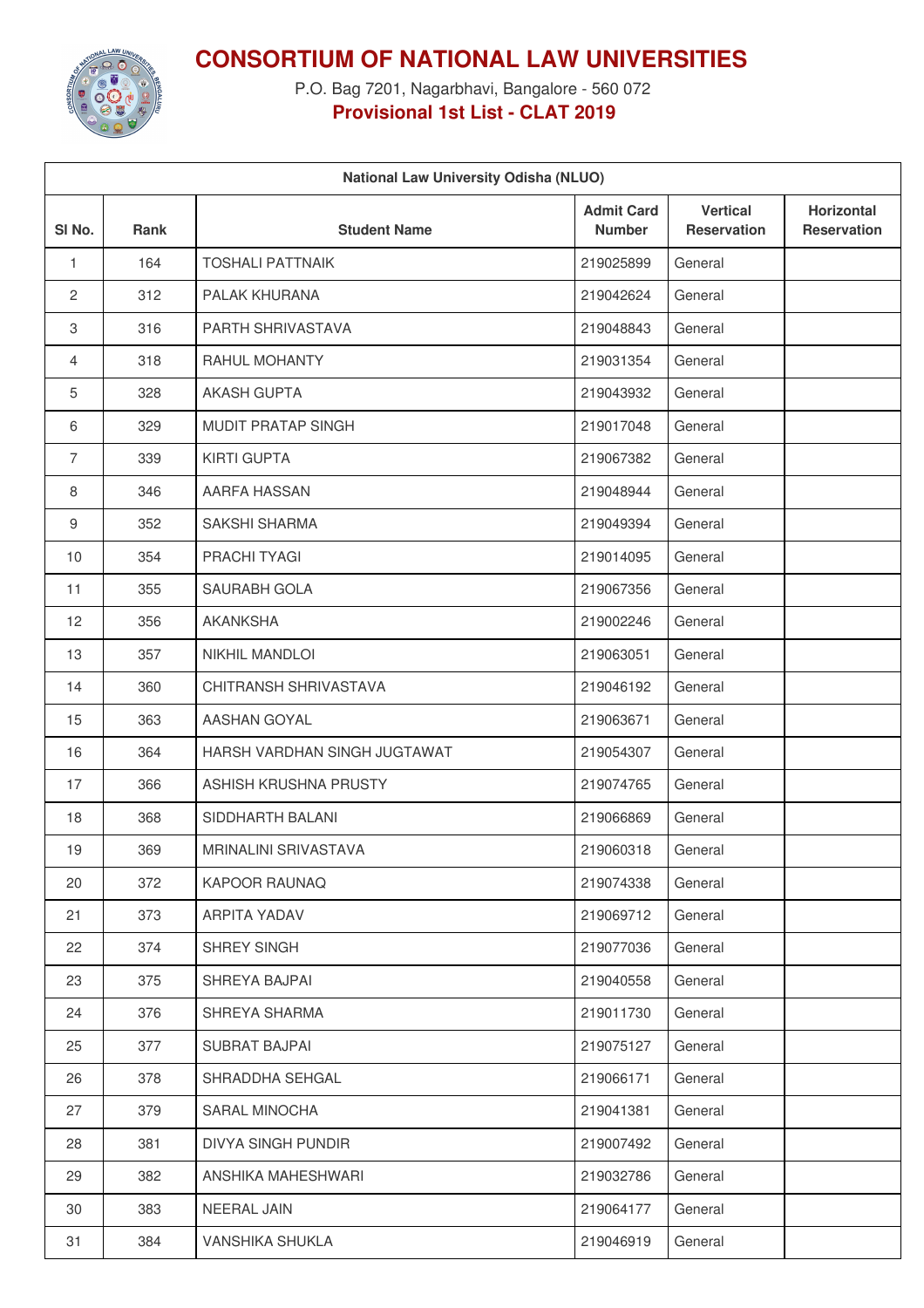# CONSORTIUM OF NATIONAL LAW UNIVERSITIES

P.O. Bag 7201, Nagarbhavi, Bangalore - 560 072

**Provisional 1st List - CLAT 2019**

| National Law University Odisha (NLUO) | | | | | |
|---|---|---|---|---|---|
| **Sl No.** | **Rank** | **Student Name** | **Admit Card Number** | **Vertical Reservation** | **Horizontal Reservation** |
| 1 | 164 | TOSHALI PATTNAIK | 219025899 | General | |
| 2 | 312 | PALAK KHURANA | 219042624 | General | |
| 3 | 316 | PARTH SHRIVASTAVA | 219048843 | General | |
| 4 | 318 | RAHUL MOHANTY | 219031354 | General | |
| 5 | 328 | AKASH GUPTA | 219043932 | General | |
| 6 | 329 | MUDIT PRATAP SINGH | 219017048 | General | |
| 7 | 339 | KIRTI GUPTA | 219067382 | General | |
| 8 | 346 | AARFA HASSAN | 219048944 | General | |
| 9 | 352 | SAKSHI SHARMA | 219049394 | General | |
| 10 | 354 | PRACHI TYAGI | 219014095 | General | |
| 11 | 355 | SAURABH GOLA | 219067356 | General | |
| 12 | 356 | AKANKSHA | 219002246 | General | |
| 13 | 357 | NIKHIL MANDLOI | 219063051 | General | |
| 14 | 360 | CHITRANSH SHRIVASTAVA | 219046192 | General | |
| 15 | 363 | AASHAN GOYAL | 219063671 | General | |
| 16 | 364 | HARSH VARDHAN SINGH JUGTAWAT | 219054307 | General | |
| 17 | 366 | ASHISH KRUSHNA PRUSTY | 219074765 | General | |
| 18 | 368 | SIDDHARTH BALANI | 219066869 | General | |
| 19 | 369 | MRINALINI SRIVASTAVA | 219060318 | General | |
| 20 | 372 | KAPOOR RAUNAQ | 219074338 | General | |
| 21 | 373 | ARPITA YADAV | 219069712 | General | |
| 22 | 374 | SHREY SINGH | 219077036 | General | |
| 23 | 375 | SHREYA BAJPAI | 219040558 | General | |
| 24 | 376 | SHREYA SHARMA | 219011730 | General | |
| 25 | 377 | SUBRAT BAJPAI | 219075127 | General | |
| 26 | 378 | SHRADDHA SEHGAL | 219066171 | General | |
| 27 | 379 | SARAL MINOCHA | 219041381 | General | |
| 28 | 381 | DIVYA SINGH PUNDIR | 219007492 | General | |
| 29 | 382 | ANSHIKA MAHESHWARI | 219032786 | General | |
| 30 | 383 | NEERAL JAIN | 219064177 | General | |
| 31 | 384 | VANSHIKA SHUKLA | 219046919 | General | |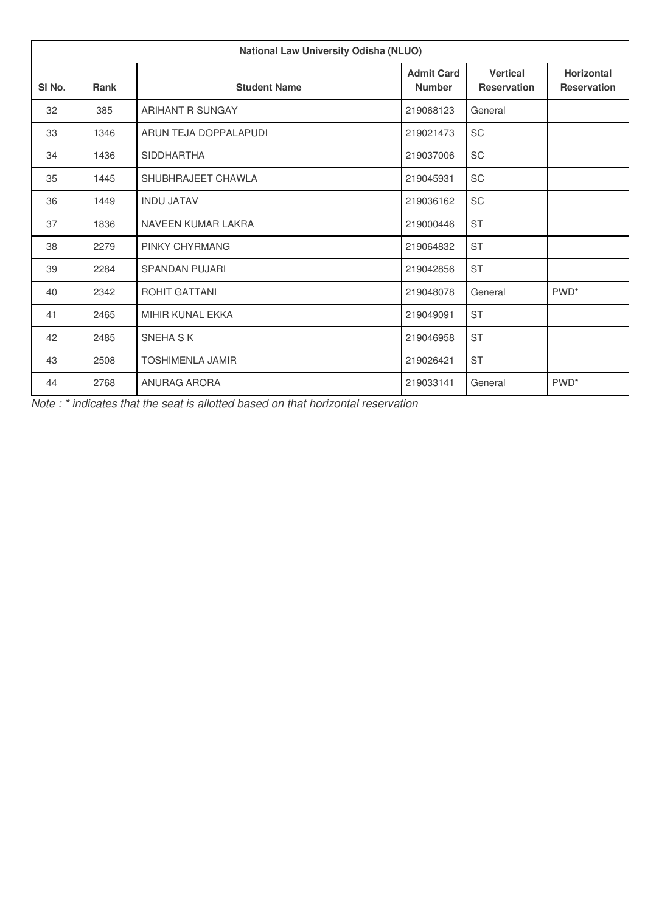| National Law University Odisha (NLUO) | | | | | |
|---|---|---|---|---|---|
| Sl No. | Rank | Student Name | Admit Card Number | Vertical Reservation | Horizontal Reservation |
| 32 | 385 | ARIHANT R SUNGAY | 219068123 | General | |
| 33 | 1346 | ARUN TEJA DOPPALAPUDI | 219021473 | SC | |
| 34 | 1436 | SIDDHARTHA | 219037006 | SC | |
| 35 | 1445 | SHUBHRAJEET CHAWLA | 219045931 | SC | |
| 36 | 1449 | INDU JATAV | 219036162 | SC | |
| 37 | 1836 | NAVEEN KUMAR LAKRA | 219000446 | ST | |
| 38 | 2279 | PINKY CHYRMANG | 219064832 | ST | |
| 39 | 2284 | SPANDAN PUJARI | 219042856 | ST | |
| 40 | 2342 | ROHIT GATTANI | 219048078 | General | PWD* |
| 41 | 2465 | MIHIR KUNAL EKKA | 219049091 | ST | |
| 42 | 2485 | SNEHA S K | 219046958 | ST | |
| 43 | 2508 | TOSHIMENLA JAMIR | 219026421 | ST | |
| 44 | 2768 | ANURAG ARORA | 219033141 | General | PWD* |

*Note : * indicates that the seat is allotted based on that horizontal reservation*